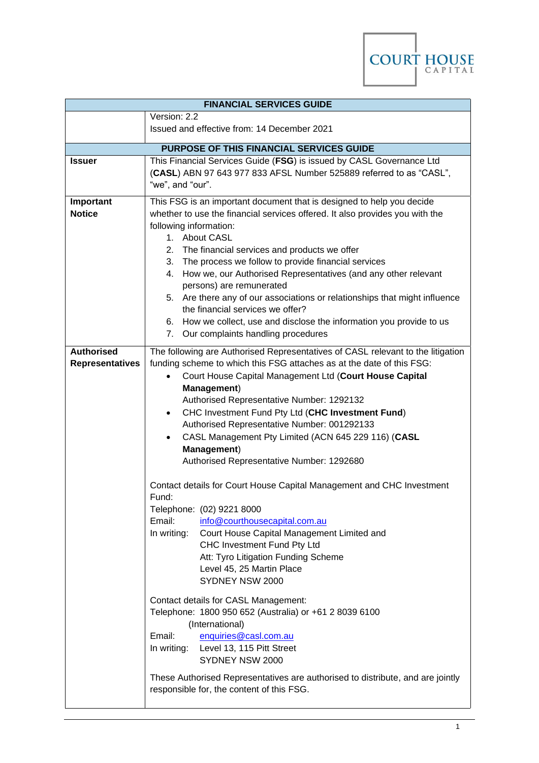# FINANCIAL SERVICES GUIDE

Version: 2.2

Issued and effective from: 14 December 2021

## PURPOSE OF THIS FINANCIAL SERVICES GUIDE

| | |
|---|---|
| **Issuer** | This Financial Services Guide (**FSG**) is issued by CASL Governance Ltd (**CASL**) ABN 97 643 977 833 AFSL Number 525889 referred to as "CASL", "we", and "our". |
| **Important Notice** | This FSG is an important document that is designed to help you decide whether to use the financial services offered. It also provides you with the following information:<br>1. About CASL<br>2. The financial services and products we offer<br>3. The process we follow to provide financial services<br>4. How we, our Authorised Representatives (and any other relevant persons) are remunerated<br>5. Are there any of our associations or relationships that might influence the financial services we offer?<br>6. How we collect, use and disclose the information you provide to us<br>7. Our complaints handling procedures |
| **Authorised Representatives** | The following are Authorised Representatives of CASL relevant to the litigation funding scheme to which this FSG attaches as at the date of this FSG:<br>• Court House Capital Management Ltd (**Court House Capital Management**) Authorised Representative Number: 1292132<br>• CHC Investment Fund Pty Ltd (**CHC Investment Fund**) Authorised Representative Number: 001292133<br>• CASL Management Pty Limited (ACN 645 229 116) (**CASL Management**) Authorised Representative Number: 1292680<br><br>Contact details for Court House Capital Management and CHC Investment Fund:<br>Telephone: (02) 9221 8000<br>Email: info@courthousecapital.com.au<br>In writing: Court House Capital Management Limited and CHC Investment Fund Pty Ltd, Att: Tyro Litigation Funding Scheme, Level 45, 25 Martin Place, SYDNEY NSW 2000<br><br>Contact details for CASL Management:<br>Telephone: 1800 950 652 (Australia) or +61 2 8039 6100 (International)<br>Email: enquiries@casl.com.au<br>In writing: Level 13, 115 Pitt Street, SYDNEY NSW 2000<br><br>These Authorised Representatives are authorised to distribute, and are jointly responsible for, the content of this FSG. |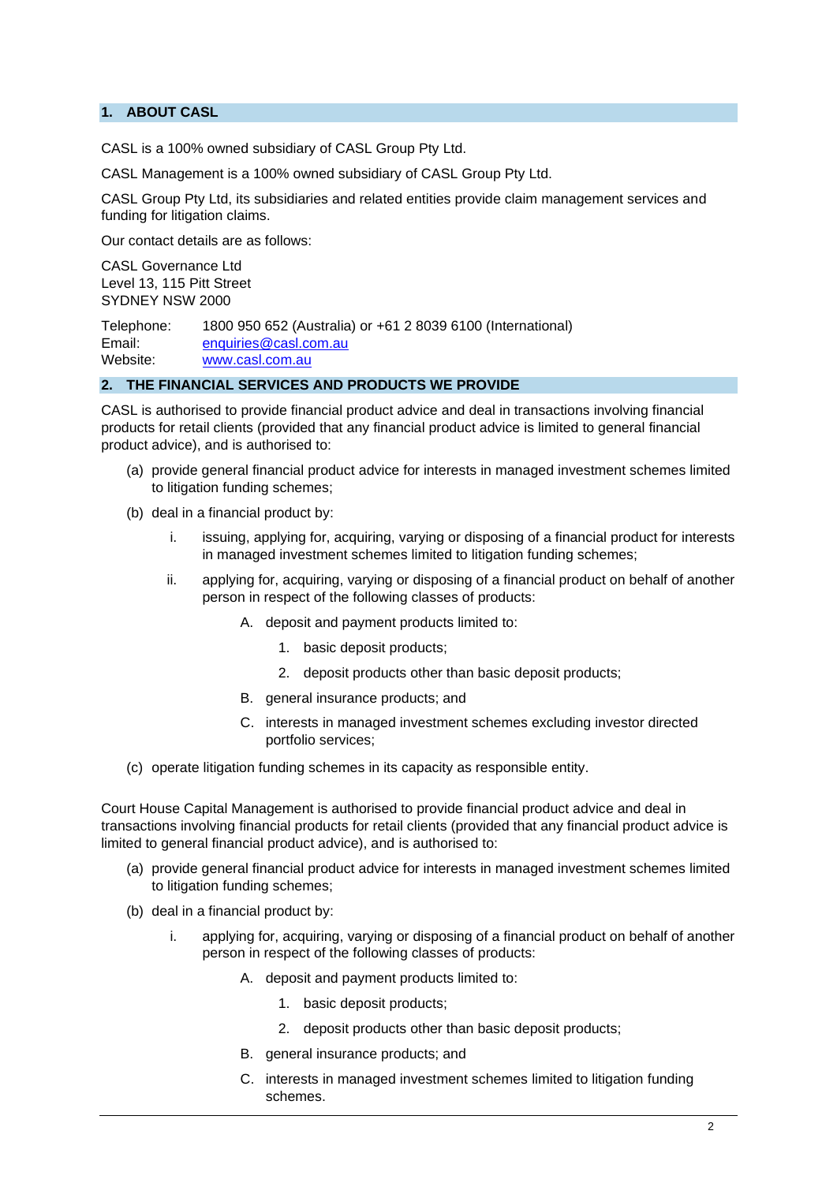## 1. ABOUT CASL

CASL is a 100% owned subsidiary of CASL Group Pty Ltd.

CASL Management is a 100% owned subsidiary of CASL Group Pty Ltd.

CASL Group Pty Ltd, its subsidiaries and related entities provide claim management services and funding for litigation claims.

Our contact details are as follows:

CASL Governance Ltd
Level 13, 115 Pitt Street
SYDNEY NSW 2000

Telephone: 1800 950 652 (Australia) or +61 2 8039 6100 (International)
Email: enquiries@casl.com.au
Website: www.casl.com.au

## 2. THE FINANCIAL SERVICES AND PRODUCTS WE PROVIDE

CASL is authorised to provide financial product advice and deal in transactions involving financial products for retail clients (provided that any financial product advice is limited to general financial product advice), and is authorised to:

(a) provide general financial product advice for interests in managed investment schemes limited to litigation funding schemes;

(b) deal in a financial product by:

   i. issuing, applying for, acquiring, varying or disposing of a financial product for interests in managed investment schemes limited to litigation funding schemes;

   ii. applying for, acquiring, varying or disposing of a financial product on behalf of another person in respect of the following classes of products:

      A. deposit and payment products limited to:

         1. basic deposit products;

         2. deposit products other than basic deposit products;

      B. general insurance products; and

      C. interests in managed investment schemes excluding investor directed portfolio services;

(c) operate litigation funding schemes in its capacity as responsible entity.

Court House Capital Management is authorised to provide financial product advice and deal in transactions involving financial products for retail clients (provided that any financial product advice is limited to general financial product advice), and is authorised to:

(a) provide general financial product advice for interests in managed investment schemes limited to litigation funding schemes;

(b) deal in a financial product by:

   i. applying for, acquiring, varying or disposing of a financial product on behalf of another person in respect of the following classes of products:

      A. deposit and payment products limited to:

         1. basic deposit products;

         2. deposit products other than basic deposit products;

      B. general insurance products; and

      C. interests in managed investment schemes limited to litigation funding schemes.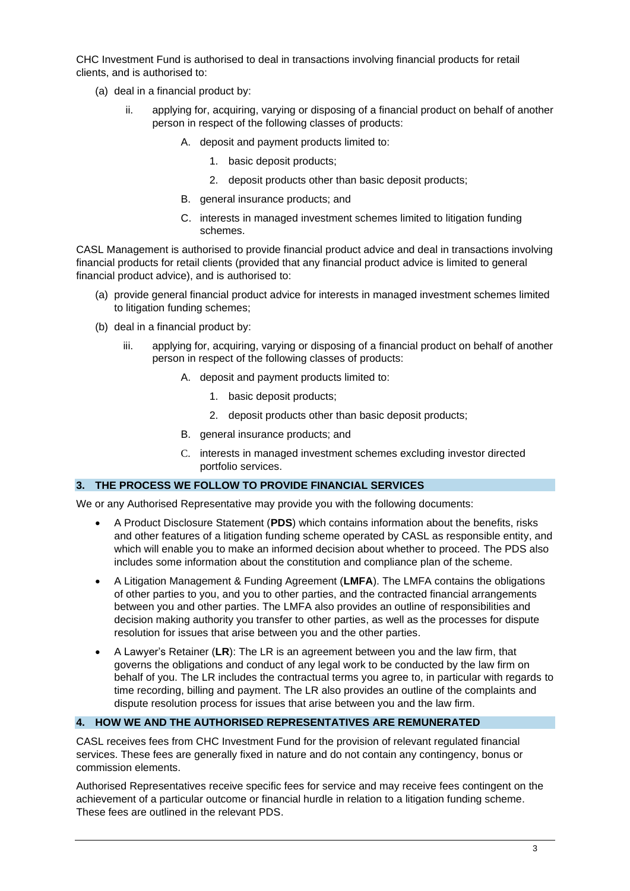CHC Investment Fund is authorised to deal in transactions involving financial products for retail clients, and is authorised to:

(a) deal in a financial product by:

  ii. applying for, acquiring, varying or disposing of a financial product on behalf of another person in respect of the following classes of products:

    A. deposit and payment products limited to:

      1. basic deposit products;

      2. deposit products other than basic deposit products;

    B. general insurance products; and

    C. interests in managed investment schemes limited to litigation funding schemes.

CASL Management is authorised to provide financial product advice and deal in transactions involving financial products for retail clients (provided that any financial product advice is limited to general financial product advice), and is authorised to:

(a) provide general financial product advice for interests in managed investment schemes limited to litigation funding schemes;

(b) deal in a financial product by:

  iii. applying for, acquiring, varying or disposing of a financial product on behalf of another person in respect of the following classes of products:

    A. deposit and payment products limited to:

      1. basic deposit products;

      2. deposit products other than basic deposit products;

    B. general insurance products; and

    C. interests in managed investment schemes excluding investor directed portfolio services.

## 3. THE PROCESS WE FOLLOW TO PROVIDE FINANCIAL SERVICES

We or any Authorised Representative may provide you with the following documents:

- A Product Disclosure Statement (**PDS**) which contains information about the benefits, risks and other features of a litigation funding scheme operated by CASL as responsible entity, and which will enable you to make an informed decision about whether to proceed. The PDS also includes some information about the constitution and compliance plan of the scheme.
- A Litigation Management & Funding Agreement (**LMFA**). The LMFA contains the obligations of other parties to you, and you to other parties, and the contracted financial arrangements between you and other parties. The LMFA also provides an outline of responsibilities and decision making authority you transfer to other parties, as well as the processes for dispute resolution for issues that arise between you and the other parties.
- A Lawyer's Retainer (**LR**): The LR is an agreement between you and the law firm, that governs the obligations and conduct of any legal work to be conducted by the law firm on behalf of you. The LR includes the contractual terms you agree to, in particular with regards to time recording, billing and payment. The LR also provides an outline of the complaints and dispute resolution process for issues that arise between you and the law firm.

## 4. HOW WE AND THE AUTHORISED REPRESENTATIVES ARE REMUNERATED

CASL receives fees from CHC Investment Fund for the provision of relevant regulated financial services. These fees are generally fixed in nature and do not contain any contingency, bonus or commission elements.

Authorised Representatives receive specific fees for service and may receive fees contingent on the achievement of a particular outcome or financial hurdle in relation to a litigation funding scheme. These fees are outlined in the relevant PDS.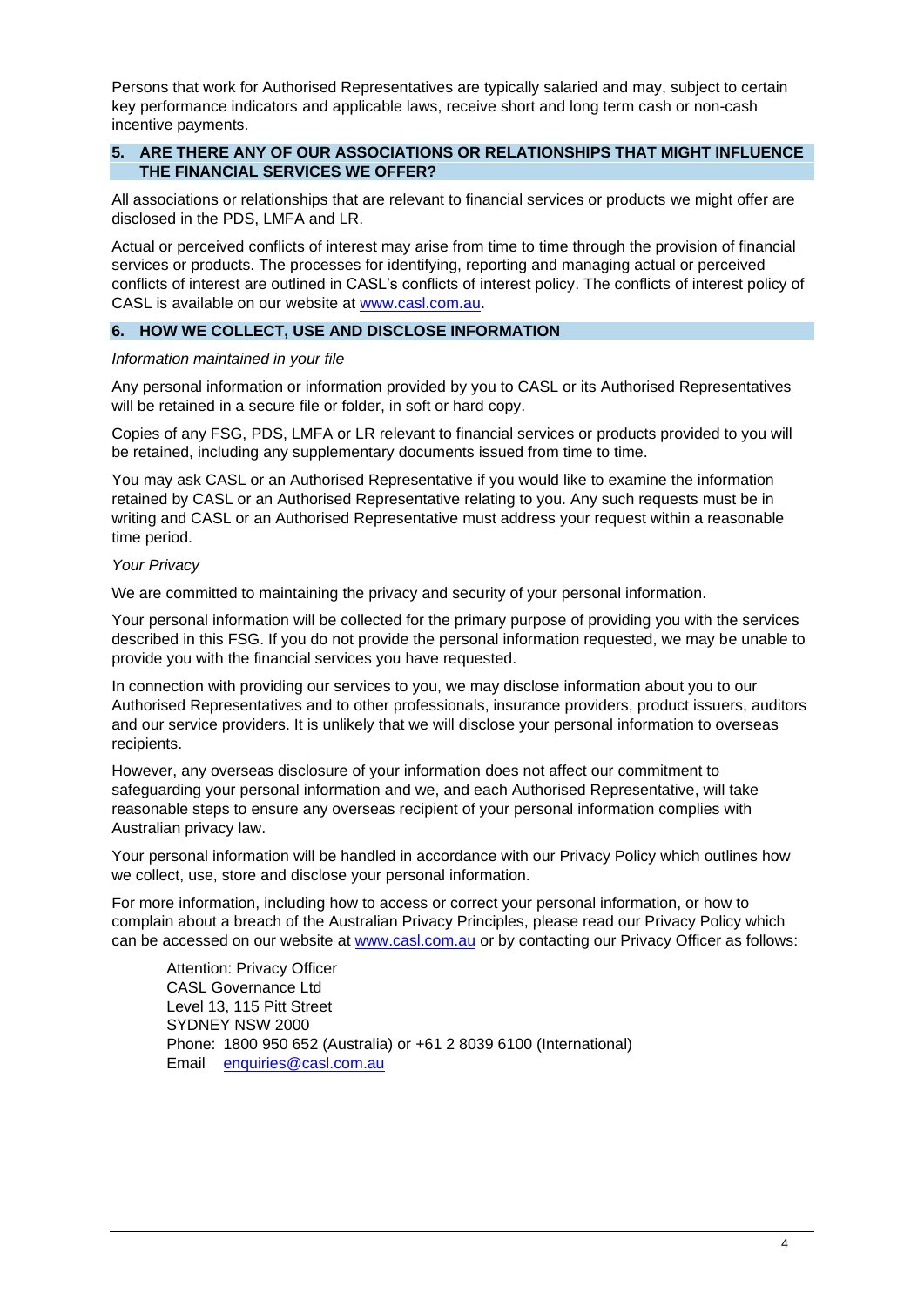Persons that work for Authorised Representatives are typically salaried and may, subject to certain key performance indicators and applicable laws, receive short and long term cash or non-cash incentive payments.

## 5. ARE THERE ANY OF OUR ASSOCIATIONS OR RELATIONSHIPS THAT MIGHT INFLUENCE THE FINANCIAL SERVICES WE OFFER?

All associations or relationships that are relevant to financial services or products we might offer are disclosed in the PDS, LMFA and LR.

Actual or perceived conflicts of interest may arise from time to time through the provision of financial services or products. The processes for identifying, reporting and managing actual or perceived conflicts of interest are outlined in CASL's conflicts of interest policy. The conflicts of interest policy of CASL is available on our website at www.casl.com.au.

## 6. HOW WE COLLECT, USE AND DISCLOSE INFORMATION

*Information maintained in your file*

Any personal information or information provided by you to CASL or its Authorised Representatives will be retained in a secure file or folder, in soft or hard copy.

Copies of any FSG, PDS, LMFA or LR relevant to financial services or products provided to you will be retained, including any supplementary documents issued from time to time.

You may ask CASL or an Authorised Representative if you would like to examine the information retained by CASL or an Authorised Representative relating to you. Any such requests must be in writing and CASL or an Authorised Representative must address your request within a reasonable time period.

*Your Privacy*

We are committed to maintaining the privacy and security of your personal information.

Your personal information will be collected for the primary purpose of providing you with the services described in this FSG. If you do not provide the personal information requested, we may be unable to provide you with the financial services you have requested.

In connection with providing our services to you, we may disclose information about you to our Authorised Representatives and to other professionals, insurance providers, product issuers, auditors and our service providers. It is unlikely that we will disclose your personal information to overseas recipients.

However, any overseas disclosure of your information does not affect our commitment to safeguarding your personal information and we, and each Authorised Representative, will take reasonable steps to ensure any overseas recipient of your personal information complies with Australian privacy law.

Your personal information will be handled in accordance with our Privacy Policy which outlines how we collect, use, store and disclose your personal information.

For more information, including how to access or correct your personal information, or how to complain about a breach of the Australian Privacy Principles, please read our Privacy Policy which can be accessed on our website at www.casl.com.au or by contacting our Privacy Officer as follows:

Attention: Privacy Officer
CASL Governance Ltd
Level 13, 115 Pitt Street
SYDNEY NSW 2000
Phone: 1800 950 652 (Australia) or +61 2 8039 6100 (International)
Email enquiries@casl.com.au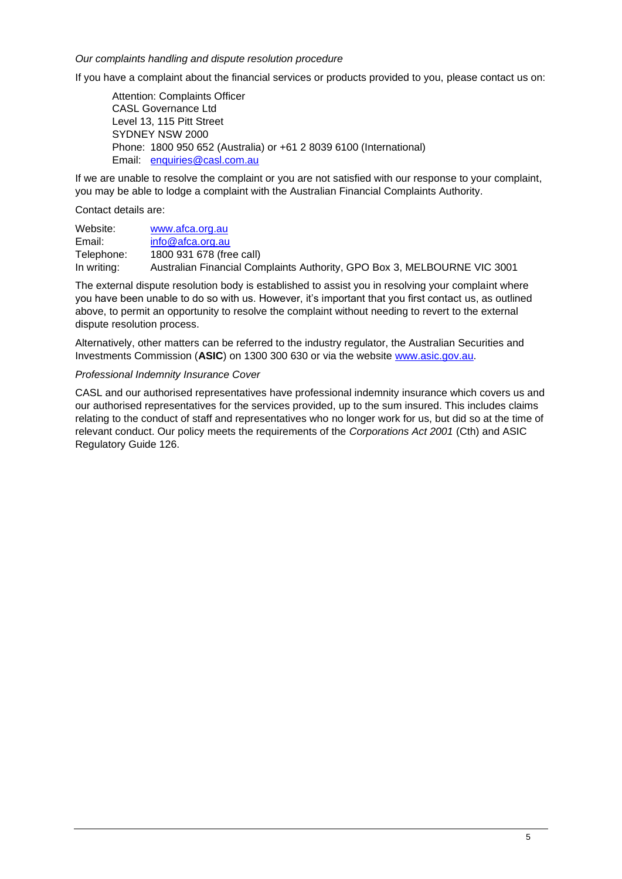*Our complaints handling and dispute resolution procedure*

If you have a complaint about the financial services or products provided to you, please contact us on:

Attention: Complaints Officer
CASL Governance Ltd
Level 13, 115 Pitt Street
SYDNEY NSW 2000
Phone: 1800 950 652 (Australia) or +61 2 8039 6100 (International)
Email: enquiries@casl.com.au

If we are unable to resolve the complaint or you are not satisfied with our response to your complaint, you may be able to lodge a complaint with the Australian Financial Complaints Authority.

Contact details are:

| | |
|---|---|
| Website: | www.afca.org.au |
| Email: | info@afca.org.au |
| Telephone: | 1800 931 678 (free call) |
| In writing: | Australian Financial Complaints Authority, GPO Box 3, MELBOURNE VIC 3001 |

The external dispute resolution body is established to assist you in resolving your complaint where you have been unable to do so with us. However, it's important that you first contact us, as outlined above, to permit an opportunity to resolve the complaint without needing to revert to the external dispute resolution process.

Alternatively, other matters can be referred to the industry regulator, the Australian Securities and Investments Commission (**ASIC**) on 1300 300 630 or via the website www.asic.gov.au.

*Professional Indemnity Insurance Cover*

CASL and our authorised representatives have professional indemnity insurance which covers us and our authorised representatives for the services provided, up to the sum insured. This includes claims relating to the conduct of staff and representatives who no longer work for us, but did so at the time of relevant conduct. Our policy meets the requirements of the *Corporations Act 2001* (Cth) and ASIC Regulatory Guide 126.